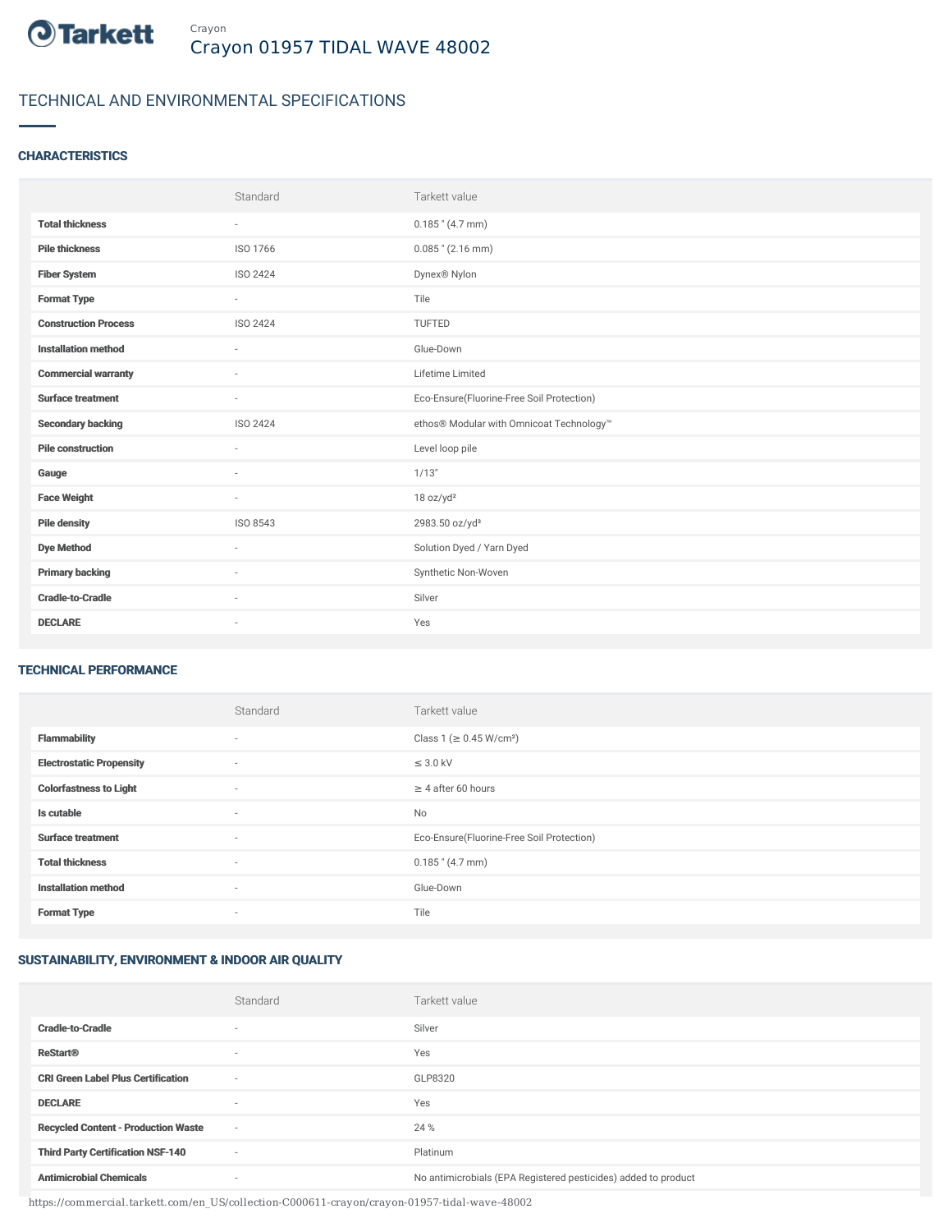Crayon

# Crayon 01957 TIDAL WAVE 48002

## TECHNICAL AND ENVIRONMENTAL SPECIFICATIONS

### CHARACTERISTICS

| | Standard | Tarkett value |
|---|---|---|
| **Total thickness** | - | 0.185 " (4.7 mm) |
| **Pile thickness** | ISO 1766 | 0.085 " (2.16 mm) |
| **Fiber System** | ISO 2424 | Dynex® Nylon |
| **Format Type** | - | Tile |
| **Construction Process** | ISO 2424 | TUFTED |
| **Installation method** | - | Glue-Down |
| **Commercial warranty** | - | Lifetime Limited |
| **Surface treatment** | - | Eco-Ensure(Fluorine-Free Soil Protection) |
| **Secondary backing** | ISO 2424 | ethos® Modular with Omnicoat Technology™ |
| **Pile construction** | - | Level loop pile |
| **Gauge** | - | 1/13" |
| **Face Weight** | - | 18 oz/yd² |
| **Pile density** | ISO 8543 | 2983.50 oz/yd³ |
| **Dye Method** | - | Solution Dyed / Yarn Dyed |
| **Primary backing** | - | Synthetic Non-Woven |
| **Cradle-to-Cradle** | - | Silver |
| **DECLARE** | - | Yes |

### TECHNICAL PERFORMANCE

| | Standard | Tarkett value |
|---|---|---|
| **Flammability** | - | Class 1 (≥ 0.45 W/cm²) |
| **Electrostatic Propensity** | - | ≤ 3.0 kV |
| **Colorfastness to Light** | - | ≥ 4 after 60 hours |
| **Is cutable** | - | No |
| **Surface treatment** | - | Eco-Ensure(Fluorine-Free Soil Protection) |
| **Total thickness** | - | 0.185 " (4.7 mm) |
| **Installation method** | - | Glue-Down |
| **Format Type** | - | Tile |

### SUSTAINABILITY, ENVIRONMENT & INDOOR AIR QUALITY

| | Standard | Tarkett value |
|---|---|---|
| **Cradle-to-Cradle** | - | Silver |
| **ReStart®** | - | Yes |
| **CRI Green Label Plus Certification** | - | GLP8320 |
| **DECLARE** | - | Yes |
| **Recycled Content - Production Waste** | - | 24 % |
| **Third Party Certification NSF-140** | - | Platinum |
| **Antimicrobial Chemicals** | - | No antimicrobials (EPA Registered pesticides) added to product |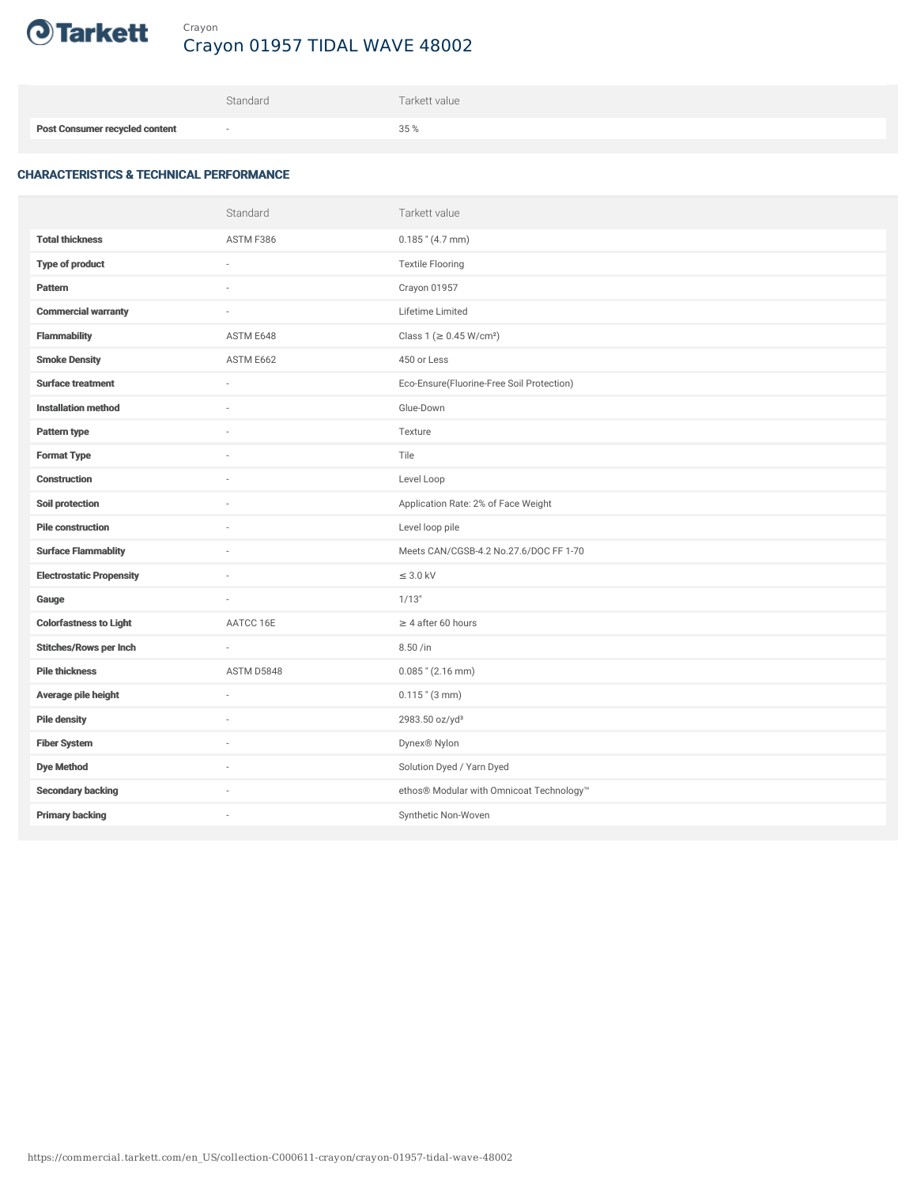Crayon

# Crayon 01957 TIDAL WAVE 48002

| | Standard | Tarkett value |
|---|---|---|
| **Post Consumer recycled content** | - | 35 % |

## CHARACTERISTICS & TECHNICAL PERFORMANCE

| | Standard | Tarkett value |
|---|---|---|
| **Total thickness** | ASTM F386 | 0.185 " (4.7 mm) |
| **Type of product** | - | Textile Flooring |
| **Pattern** | - | Crayon 01957 |
| **Commercial warranty** | - | Lifetime Limited |
| **Flammability** | ASTM E648 | Class 1 (≥ 0.45 W/cm²) |
| **Smoke Density** | ASTM E662 | 450 or Less |
| **Surface treatment** | - | Eco-Ensure(Fluorine-Free Soil Protection) |
| **Installation method** | - | Glue-Down |
| **Pattern type** | - | Texture |
| **Format Type** | - | Tile |
| **Construction** | - | Level Loop |
| **Soil protection** | - | Application Rate: 2% of Face Weight |
| **Pile construction** | - | Level loop pile |
| **Surface Flammablity** | - | Meets CAN/CGSB-4.2 No.27.6/DOC FF 1-70 |
| **Electrostatic Propensity** | - | ≤ 3.0 kV |
| **Gauge** | - | 1/13" |
| **Colorfastness to Light** | AATCC 16E | ≥ 4 after 60 hours |
| **Stitches/Rows per Inch** | - | 8.50 /in |
| **Pile thickness** | ASTM D5848 | 0.085 " (2.16 mm) |
| **Average pile height** | - | 0.115 " (3 mm) |
| **Pile density** | - | 2983.50 oz/yd³ |
| **Fiber System** | - | Dynex® Nylon |
| **Dye Method** | - | Solution Dyed / Yarn Dyed |
| **Secondary backing** | - | ethos® Modular with Omnicoat Technology™ |
| **Primary backing** | - | Synthetic Non-Woven |

https://commercial.tarkett.com/en_US/collection-C000611-crayon/crayon-01957-tidal-wave-48002